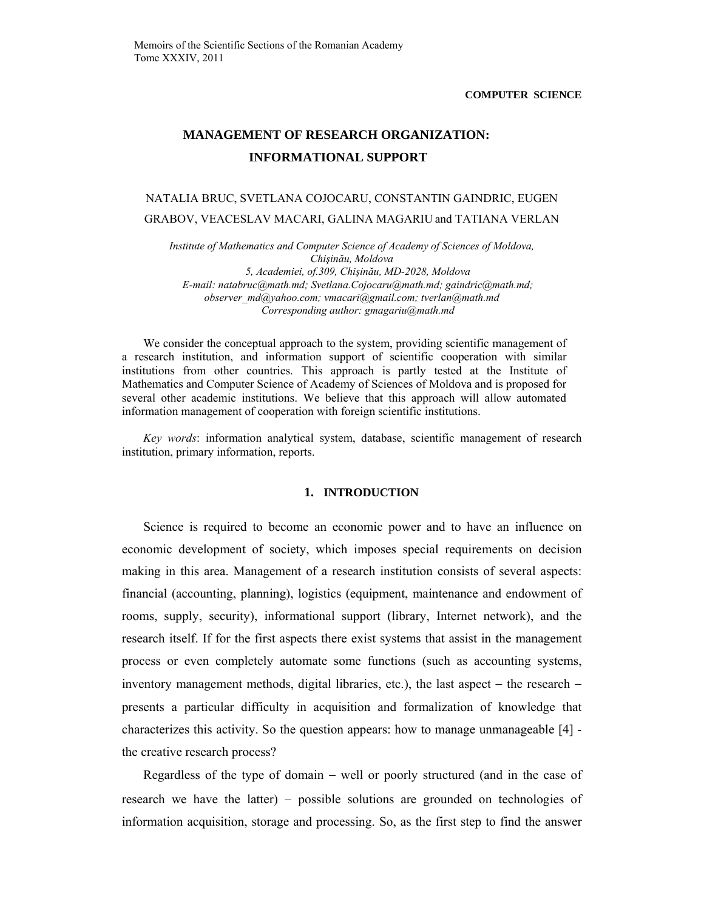Memoirs of the Scientific Sections of the Romanian Academy
Tome XXXIV, 2011

**COMPUTER SCIENCE**

# MANAGEMENT OF RESEARCH ORGANIZATION: INFORMATIONAL SUPPORT

NATALIA BRUC, SVETLANA COJOCARU, CONSTANTIN GAINDRIC, EUGEN GRABOV, VEACESLAV MACARI, GALINA MAGARIU and TATIANA VERLAN

*Institute of Mathematics and Computer Science of Academy of Sciences of Moldova, Chişinău, Moldova*
*5, Academiei, of.309, Chişinău, MD-2028, Moldova*
*E-mail: natabruc@math.md; Svetlana.Cojocaru@math.md; gaindric@math.md; observer_md@yahoo.com; vmacari@gmail.com; tverlan@math.md*
*Corresponding author: gmagariu@math.md*

We consider the conceptual approach to the system, providing scientific management of a research institution, and information support of scientific cooperation with similar institutions from other countries. This approach is partly tested at the Institute of Mathematics and Computer Science of Academy of Sciences of Moldova and is proposed for several other academic institutions. We believe that this approach will allow automated information management of cooperation with foreign scientific institutions.

*Key words*: information analytical system, database, scientific management of research institution, primary information, reports.

## 1. INTRODUCTION

Science is required to become an economic power and to have an influence on economic development of society, which imposes special requirements on decision making in this area. Management of a research institution consists of several aspects: financial (accounting, planning), logistics (equipment, maintenance and endowment of rooms, supply, security), informational support (library, Internet network), and the research itself. If for the first aspects there exist systems that assist in the management process or even completely automate some functions (such as accounting systems, inventory management methods, digital libraries, etc.), the last aspect – the research – presents a particular difficulty in acquisition and formalization of knowledge that characterizes this activity. So the question appears: how to manage unmanageable [4] - the creative research process?

Regardless of the type of domain – well or poorly structured (and in the case of research we have the latter) – possible solutions are grounded on technologies of information acquisition, storage and processing. So, as the first step to find the answer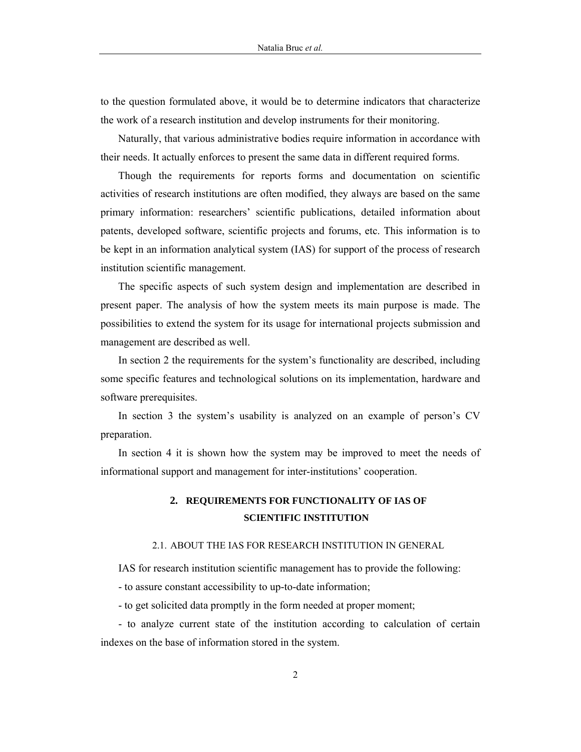to the question formulated above, it would be to determine indicators that characterize the work of a research institution and develop instruments for their monitoring.

Naturally, that various administrative bodies require information in accordance with their needs. It actually enforces to present the same data in different required forms.

Though the requirements for reports forms and documentation on scientific activities of research institutions are often modified, they always are based on the same primary information: researchers' scientific publications, detailed information about patents, developed software, scientific projects and forums, etc. This information is to be kept in an information analytical system (IAS) for support of the process of research institution scientific management.

The specific aspects of such system design and implementation are described in present paper. The analysis of how the system meets its main purpose is made. The possibilities to extend the system for its usage for international projects submission and management are described as well.

In section 2 the requirements for the system's functionality are described, including some specific features and technological solutions on its implementation, hardware and software prerequisites.

In section 3 the system's usability is analyzed on an example of person's CV preparation.

In section 4 it is shown how the system may be improved to meet the needs of informational support and management for inter-institutions' cooperation.

## 2. REQUIREMENTS FOR FUNCTIONALITY OF IAS OF SCIENTIFIC INSTITUTION

### 2.1. ABOUT THE IAS FOR RESEARCH INSTITUTION IN GENERAL

IAS for research institution scientific management has to provide the following:

- to assure constant accessibility to up-to-date information;

- to get solicited data promptly in the form needed at proper moment;

- to analyze current state of the institution according to calculation of certain indexes on the base of information stored in the system.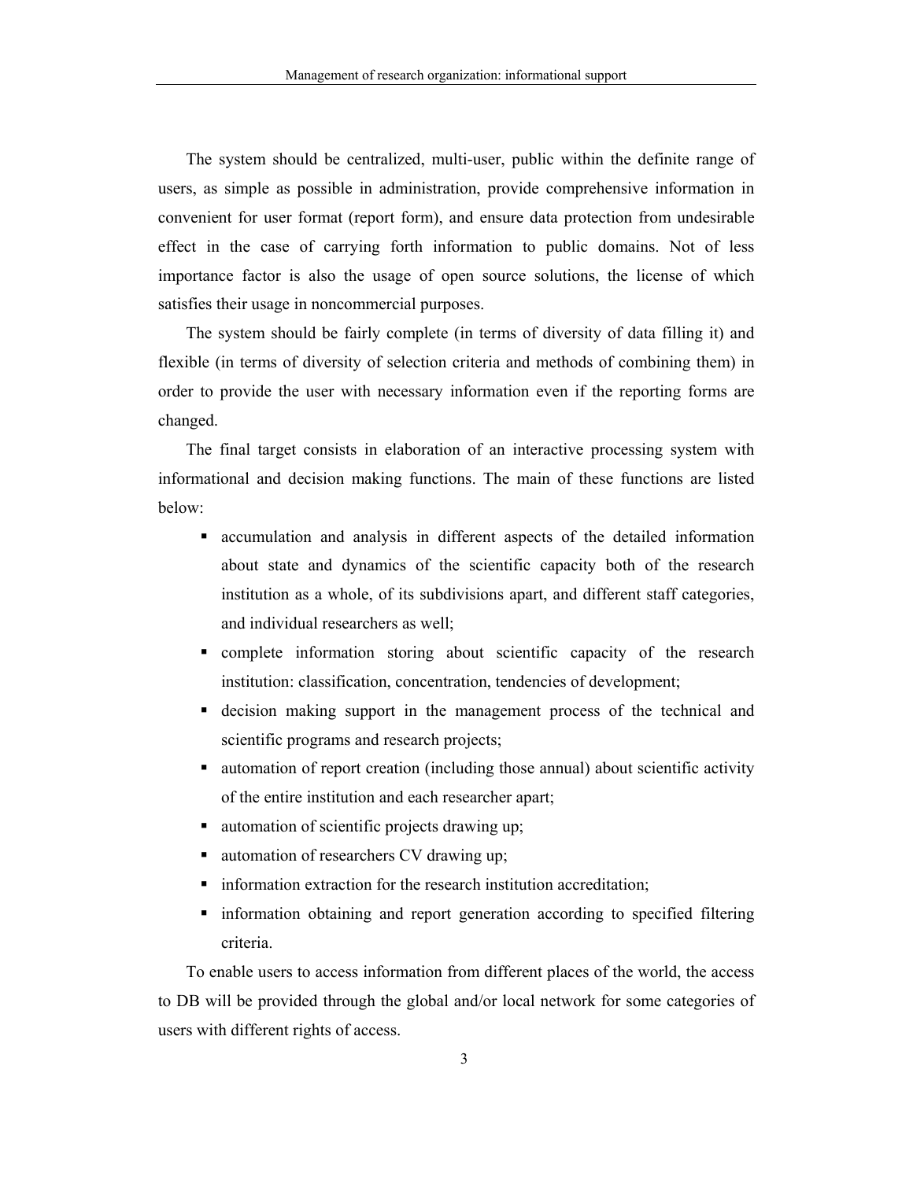The system should be centralized, multi-user, public within the definite range of users, as simple as possible in administration, provide comprehensive information in convenient for user format (report form), and ensure data protection from undesirable effect in the case of carrying forth information to public domains. Not of less importance factor is also the usage of open source solutions, the license of which satisfies their usage in noncommercial purposes.

The system should be fairly complete (in terms of diversity of data filling it) and flexible (in terms of diversity of selection criteria and methods of combining them) in order to provide the user with necessary information even if the reporting forms are changed.

The final target consists in elaboration of an interactive processing system with informational and decision making functions. The main of these functions are listed below:

- accumulation and analysis in different aspects of the detailed information about state and dynamics of the scientific capacity both of the research institution as a whole, of its subdivisions apart, and different staff categories, and individual researchers as well;
- complete information storing about scientific capacity of the research institution: classification, concentration, tendencies of development;
- decision making support in the management process of the technical and scientific programs and research projects;
- automation of report creation (including those annual) about scientific activity of the entire institution and each researcher apart;
- automation of scientific projects drawing up;
- automation of researchers CV drawing up;
- information extraction for the research institution accreditation;
- information obtaining and report generation according to specified filtering criteria.

To enable users to access information from different places of the world, the access to DB will be provided through the global and/or local network for some categories of users with different rights of access.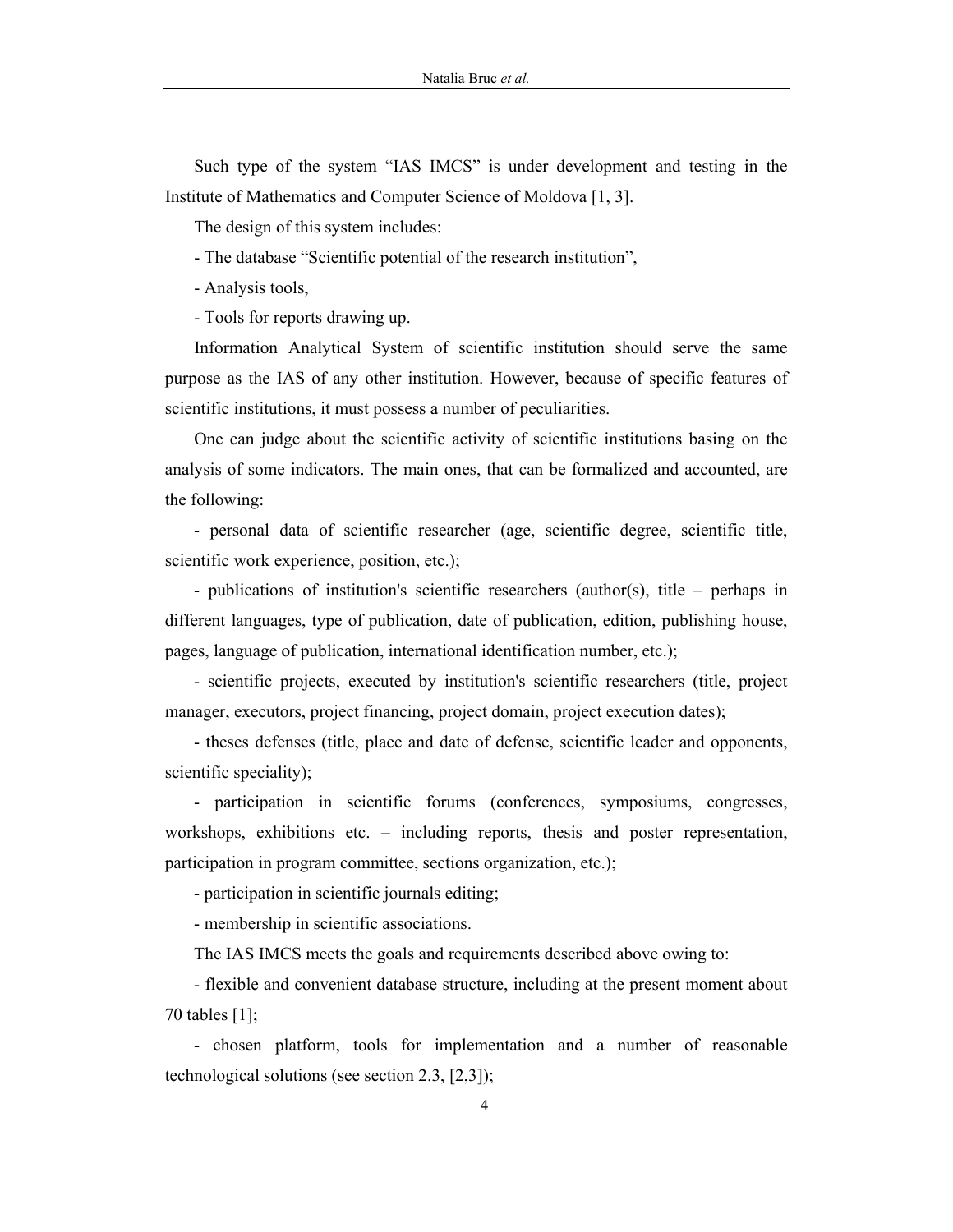Such type of the system “IAS IMCS” is under development and testing in the Institute of Mathematics and Computer Science of Moldova [1, 3].

The design of this system includes:

- The database “Scientific potential of the research institution”,
- Analysis tools,
- Tools for reports drawing up.

Information Analytical System of scientific institution should serve the same purpose as the IAS of any other institution. However, because of specific features of scientific institutions, it must possess a number of peculiarities.

One can judge about the scientific activity of scientific institutions basing on the analysis of some indicators. The main ones, that can be formalized and accounted, are the following:

- personal data of scientific researcher (age, scientific degree, scientific title, scientific work experience, position, etc.);
- publications of institution's scientific researchers (author(s), title – perhaps in different languages, type of publication, date of publication, edition, publishing house, pages, language of publication, international identification number, etc.);
- scientific projects, executed by institution's scientific researchers (title, project manager, executors, project financing, project domain, project execution dates);
- theses defenses (title, place and date of defense, scientific leader and opponents, scientific speciality);
- participation in scientific forums (conferences, symposiums, congresses, workshops, exhibitions etc. – including reports, thesis and poster representation, participation in program committee, sections organization, etc.);
- participation in scientific journals editing;
- membership in scientific associations.

The IAS IMCS meets the goals and requirements described above owing to:

- flexible and convenient database structure, including at the present moment about 70 tables [1];
- chosen platform, tools for implementation and a number of reasonable technological solutions (see section 2.3, [2,3]);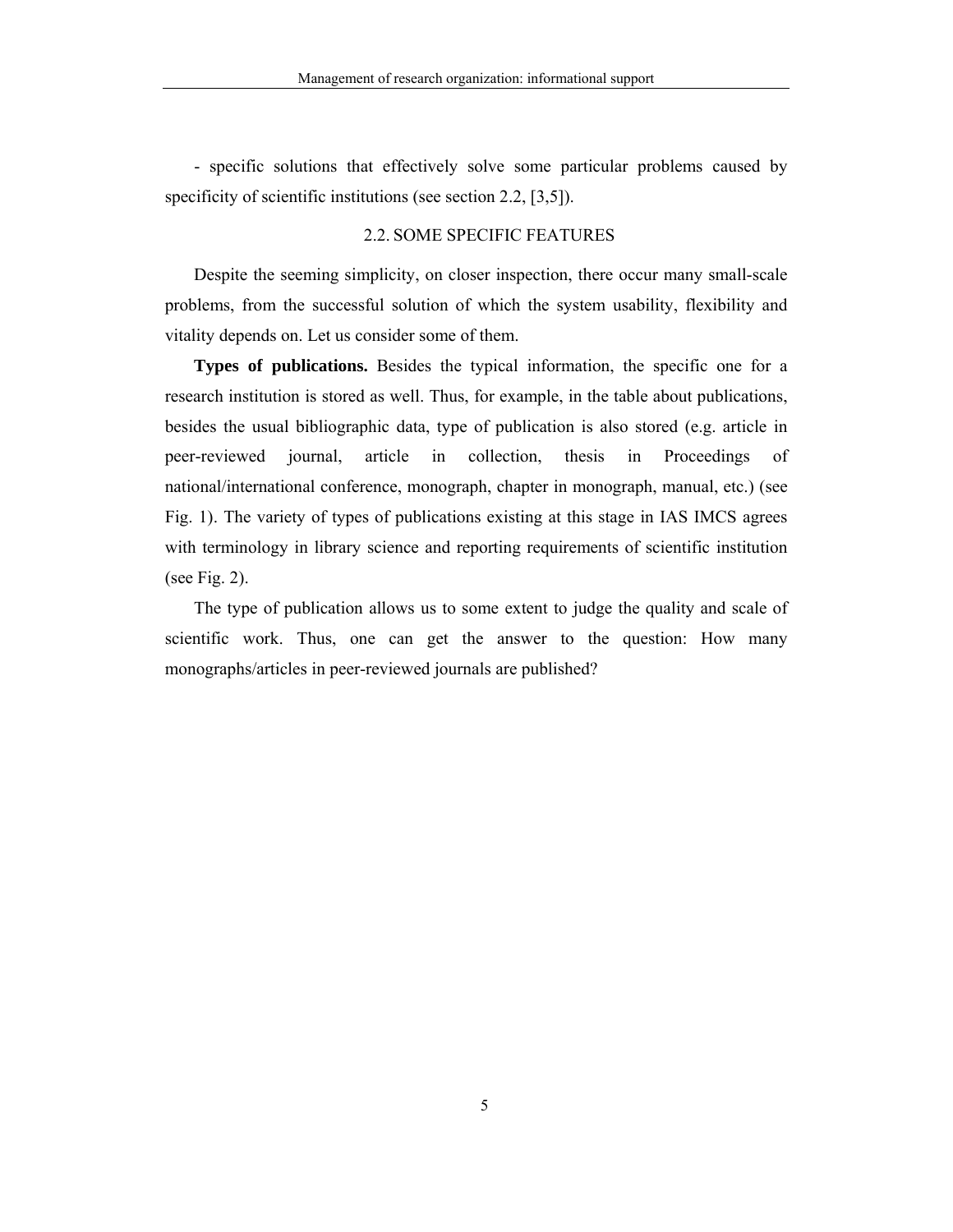- specific solutions that effectively solve some particular problems caused by specificity of scientific institutions (see section 2.2, [3,5]).

## 2.2. SOME SPECIFIC FEATURES

Despite the seeming simplicity, on closer inspection, there occur many small-scale problems, from the successful solution of which the system usability, flexibility and vitality depends on. Let us consider some of them.

**Types of publications.** Besides the typical information, the specific one for a research institution is stored as well. Thus, for example, in the table about publications, besides the usual bibliographic data, type of publication is also stored (e.g. article in peer-reviewed journal, article in collection, thesis in Proceedings of national/international conference, monograph, chapter in monograph, manual, etc.) (see Fig. 1). The variety of types of publications existing at this stage in IAS IMCS agrees with terminology in library science and reporting requirements of scientific institution (see Fig. 2).

The type of publication allows us to some extent to judge the quality and scale of scientific work. Thus, one can get the answer to the question: How many monographs/articles in peer-reviewed journals are published?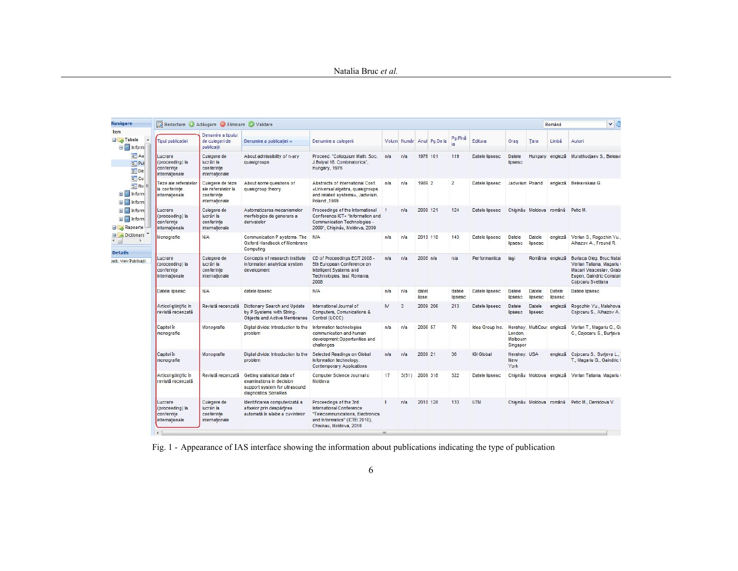Fig. 1 - Appearance of IAS interface showing the information about publications indicating the type of publication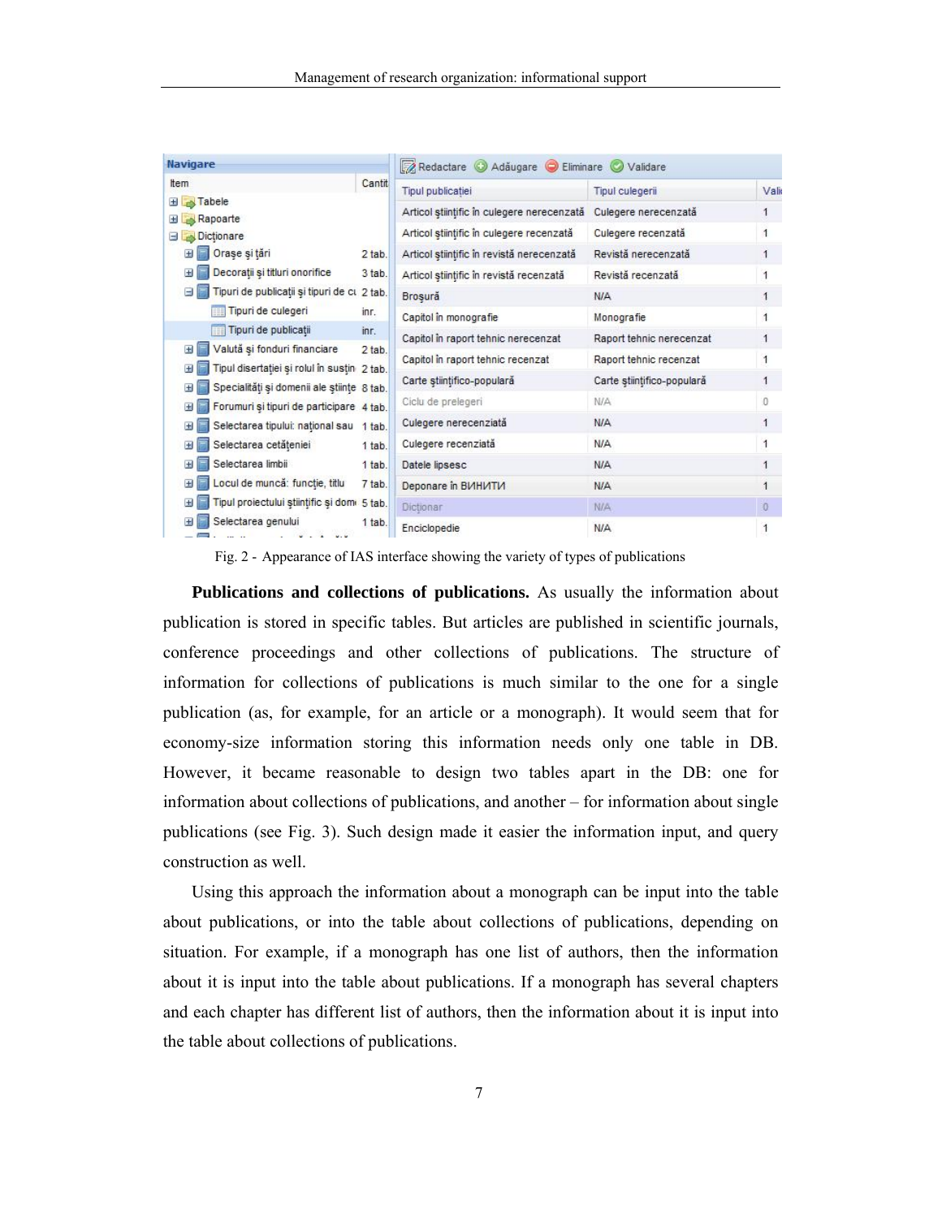Fig. 2 - Appearance of IAS interface showing the variety of types of publications

**Publications and collections of publications.** As usually the information about publication is stored in specific tables. But articles are published in scientific journals, conference proceedings and other collections of publications. The structure of information for collections of publications is much similar to the one for a single publication (as, for example, for an article or a monograph). It would seem that for economy-size information storing this information needs only one table in DB. However, it became reasonable to design two tables apart in the DB: one for information about collections of publications, and another – for information about single publications (see Fig. 3). Such design made it easier the information input, and query construction as well.

Using this approach the information about a monograph can be input into the table about publications, or into the table about collections of publications, depending on situation. For example, if a monograph has one list of authors, then the information about it is input into the table about publications. If a monograph has several chapters and each chapter has different list of authors, then the information about it is input into the table about collections of publications.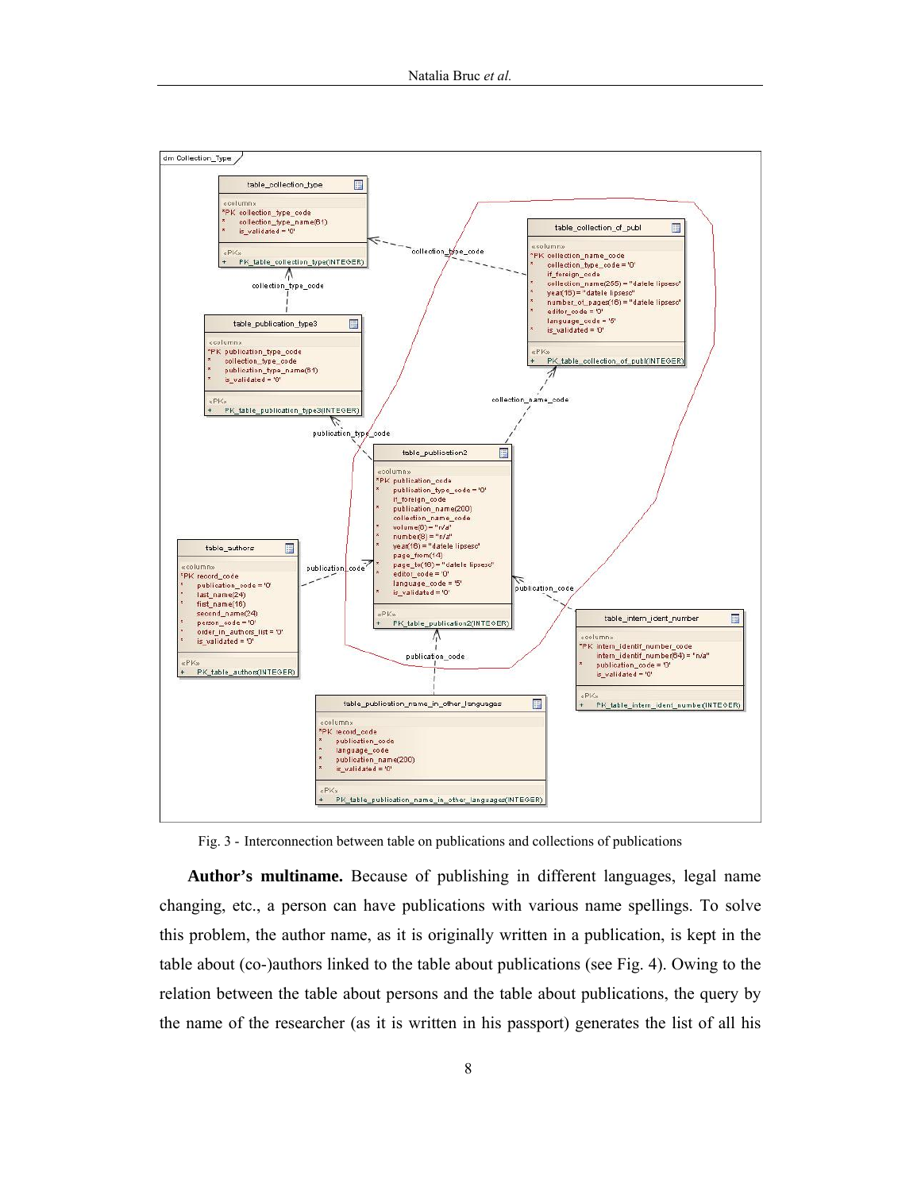dm Collection_Type

table_collection_type
«column»
*PK collection_type_code
* collection_type_name(61)
* is_validated = '0'
«PK»
+ PK_table_collection_type(INTEGER)

table_collection_of_publ
«column»
*PK collection_name_code
* collection_type_code = '0'
if_foreign_code
* collection_name(255) = "datele lipsesc"
* year(16) = "datele lipsesc"
* number_of_pages(16) = "datele lipsesc"
* editor_code = '0'
language_code = '5'
* is_validated = '0'
«PK»
+ PK_table_collection_of_publ(INTEGER)

table_publication_type3
«column»
*PK publication_type_code
* collection_type_code
* publication_type_name(61)
* is_validated = '0'
«PK»
+ PK_table_publication_type3(INTEGER)

table_publication2
«column»
*PK publication_code
* publication_type_code = '0'
if_foreign_code
* publication_name(200)
collection_name_code
* volume(8) = "n/a"
* number(8) = "n/a"
* year(16) = "datele lipsesc"
page_from(14)
* page_to(16) = "datele lipsesc"
* editor_code = '0'
language_code = '5'
* is_validated = '0'
«PK»
+ PK_table_publication2(INTEGER)

table_authors
«column»
*PK record_code
* publication_code = '0'
* last_name(24)
* first_name(16)
second_name(24)
* person_code = '0'
* order_in_authors_list = '0'
* is_validated = '0'
«PK»
+ PK_table_authors(INTEGER)

table_intern_ident_number
«column»
*PK intern_identif_number_code
intern_identif_number(64) = "n/a"
* publication_code = '0'
is_validated = '0'
«PK»
+ PK_table_intern_ident_number(INTEGER)

table_publication_name_in_other_languages
«column»
*PK record_code
* publication_code
* language_code
* publication_name(200)
* is_validated = '0'
«PK»
+ PK_table_publication_name_in_other_languages(INTEGER)

Fig. 3 - Interconnection between table on publications and collections of publications

**Author's multiname.** Because of publishing in different languages, legal name changing, etc., a person can have publications with various name spellings. To solve this problem, the author name, as it is originally written in a publication, is kept in the table about (co-)authors linked to the table about publications (see Fig. 4). Owing to the relation between the table about persons and the table about publications, the query by the name of the researcher (as it is written in his passport) generates the list of all his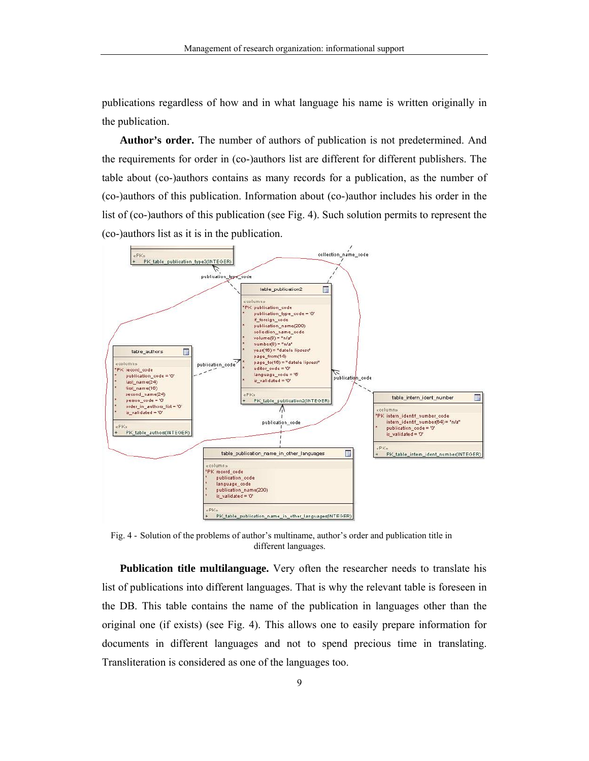publications regardless of how and in what language his name is written originally in the publication.

**Author's order.** The number of authors of publication is not predetermined. And the requirements for order in (co-)authors list are different for different publishers. The table about (co-)authors contains as many records for a publication, as the number of (co-)authors of this publication. Information about (co-)author includes his order in the list of (co-)authors of this publication (see Fig. 4). Such solution permits to represent the (co-)authors list as it is in the publication.

Fig. 4 - Solution of the problems of author's multiname, author's order and publication title in different languages.

**Publication title multilanguage.** Very often the researcher needs to translate his list of publications into different languages. That is why the relevant table is foreseen in the DB. This table contains the name of the publication in languages other than the original one (if exists) (see Fig. 4). This allows one to easily prepare information for documents in different languages and not to spend precious time in translating. Transliteration is considered as one of the languages too.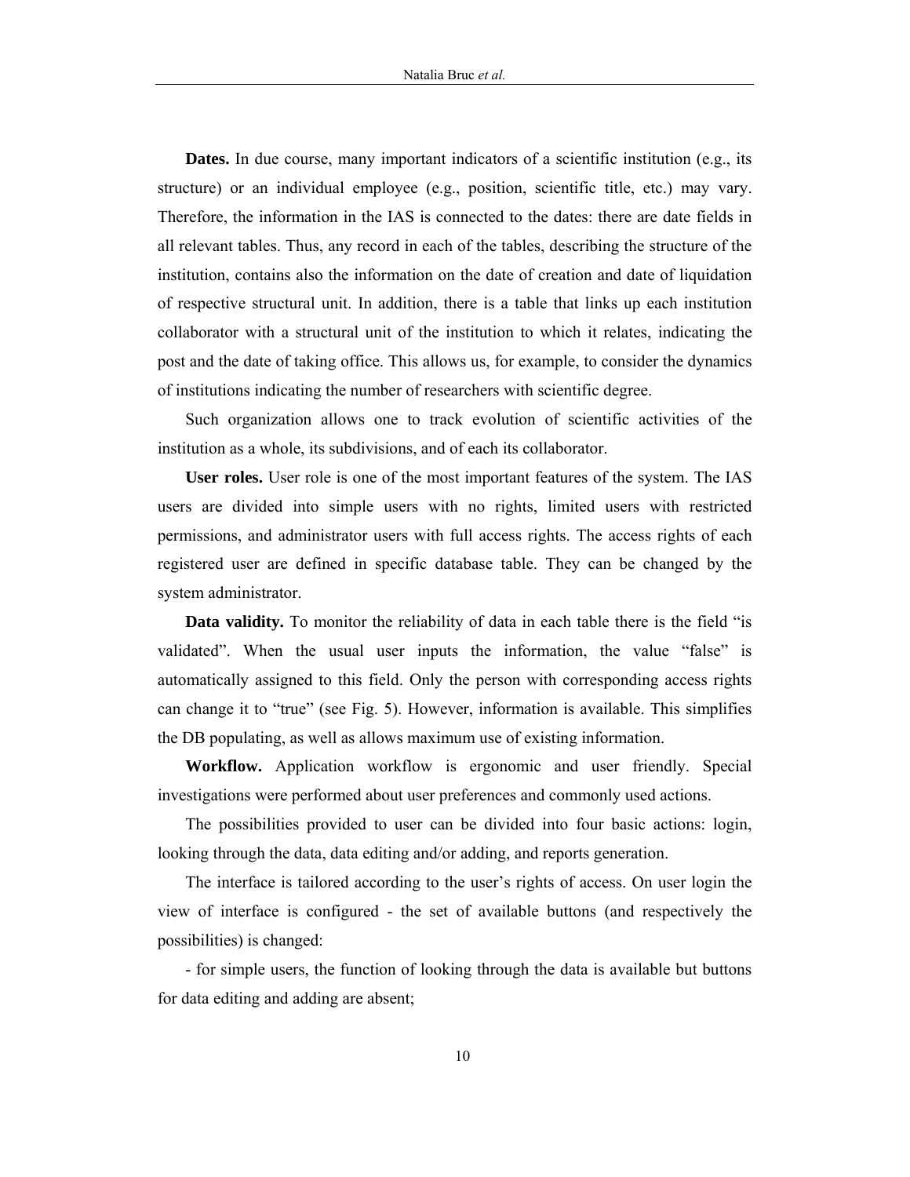**Dates.** In due course, many important indicators of a scientific institution (e.g., its structure) or an individual employee (e.g., position, scientific title, etc.) may vary. Therefore, the information in the IAS is connected to the dates: there are date fields in all relevant tables. Thus, any record in each of the tables, describing the structure of the institution, contains also the information on the date of creation and date of liquidation of respective structural unit. In addition, there is a table that links up each institution collaborator with a structural unit of the institution to which it relates, indicating the post and the date of taking office. This allows us, for example, to consider the dynamics of institutions indicating the number of researchers with scientific degree.

Such organization allows one to track evolution of scientific activities of the institution as a whole, its subdivisions, and of each its collaborator.

**User roles.** User role is one of the most important features of the system. The IAS users are divided into simple users with no rights, limited users with restricted permissions, and administrator users with full access rights. The access rights of each registered user are defined in specific database table. They can be changed by the system administrator.

**Data validity.** To monitor the reliability of data in each table there is the field "is validated". When the usual user inputs the information, the value "false" is automatically assigned to this field. Only the person with corresponding access rights can change it to "true" (see Fig. 5). However, information is available. This simplifies the DB populating, as well as allows maximum use of existing information.

**Workflow.** Application workflow is ergonomic and user friendly. Special investigations were performed about user preferences and commonly used actions.

The possibilities provided to user can be divided into four basic actions: login, looking through the data, data editing and/or adding, and reports generation.

The interface is tailored according to the user's rights of access. On user login the view of interface is configured - the set of available buttons (and respectively the possibilities) is changed:

- for simple users, the function of looking through the data is available but buttons for data editing and adding are absent;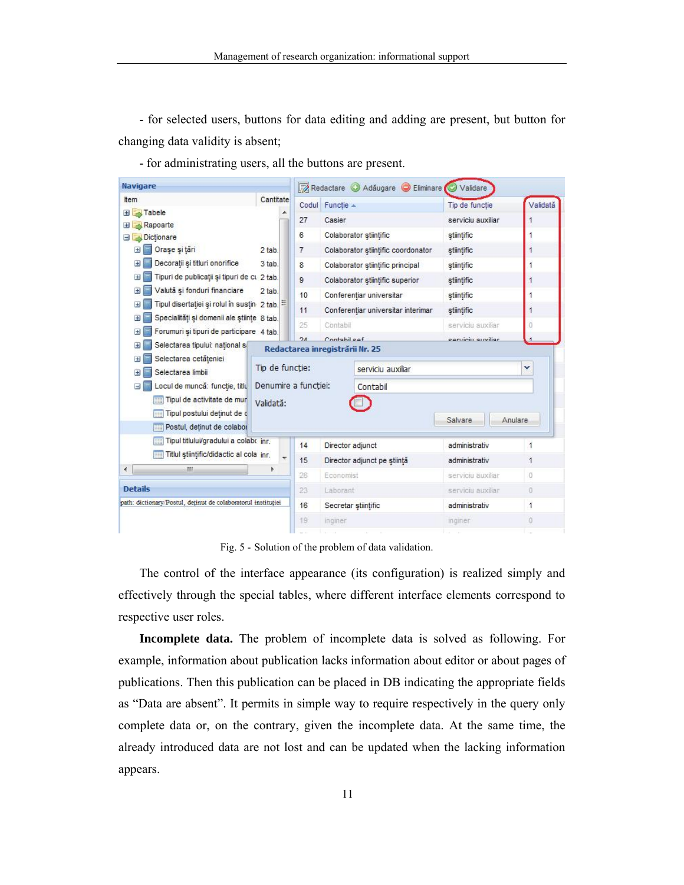- for selected users, buttons for data editing and adding are present, but button for changing data validity is absent;

- for administrating users, all the buttons are present.

Fig. 5 - Solution of the problem of data validation.

The control of the interface appearance (its configuration) is realized simply and effectively through the special tables, where different interface elements correspond to respective user roles.

**Incomplete data.** The problem of incomplete data is solved as following. For example, information about publication lacks information about editor or about pages of publications. Then this publication can be placed in DB indicating the appropriate fields as “Data are absent”. It permits in simple way to require respectively in the query only complete data or, on the contrary, given the incomplete data. At the same time, the already introduced data are not lost and can be updated when the lacking information appears.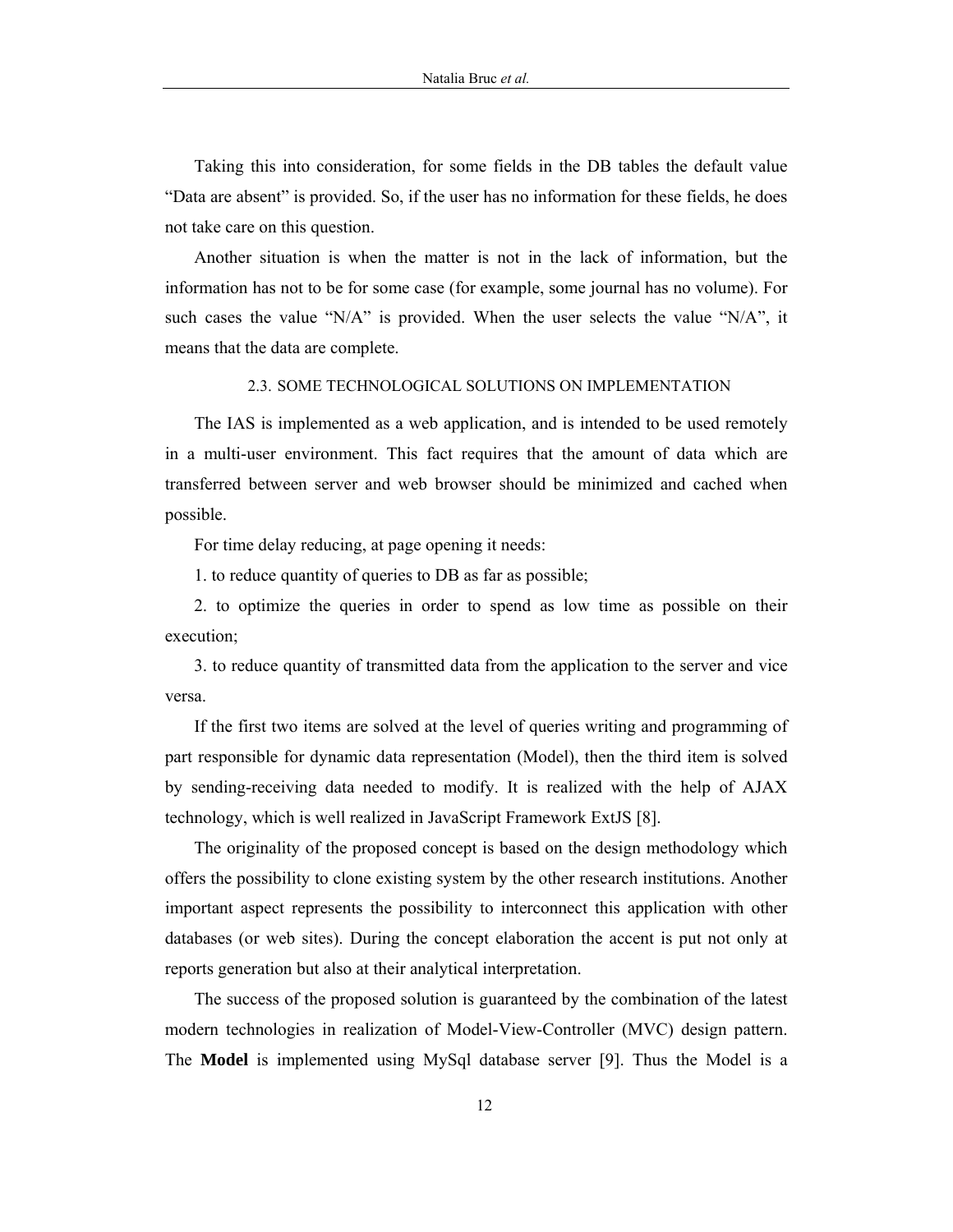Taking this into consideration, for some fields in the DB tables the default value "Data are absent" is provided. So, if the user has no information for these fields, he does not take care on this question.

Another situation is when the matter is not in the lack of information, but the information has not to be for some case (for example, some journal has no volume). For such cases the value "N/A" is provided. When the user selects the value "N/A", it means that the data are complete.

### 2.3. SOME TECHNOLOGICAL SOLUTIONS ON IMPLEMENTATION

The IAS is implemented as a web application, and is intended to be used remotely in a multi-user environment. This fact requires that the amount of data which are transferred between server and web browser should be minimized and cached when possible.

For time delay reducing, at page opening it needs:

1. to reduce quantity of queries to DB as far as possible;
2. to optimize the queries in order to spend as low time as possible on their execution;
3. to reduce quantity of transmitted data from the application to the server and vice versa.

If the first two items are solved at the level of queries writing and programming of part responsible for dynamic data representation (Model), then the third item is solved by sending-receiving data needed to modify. It is realized with the help of AJAX technology, which is well realized in JavaScript Framework ExtJS [8].

The originality of the proposed concept is based on the design methodology which offers the possibility to clone existing system by the other research institutions. Another important aspect represents the possibility to interconnect this application with other databases (or web sites). During the concept elaboration the accent is put not only at reports generation but also at their analytical interpretation.

The success of the proposed solution is guaranteed by the combination of the latest modern technologies in realization of Model-View-Controller (MVC) design pattern. The **Model** is implemented using MySql database server [9]. Thus the Model is a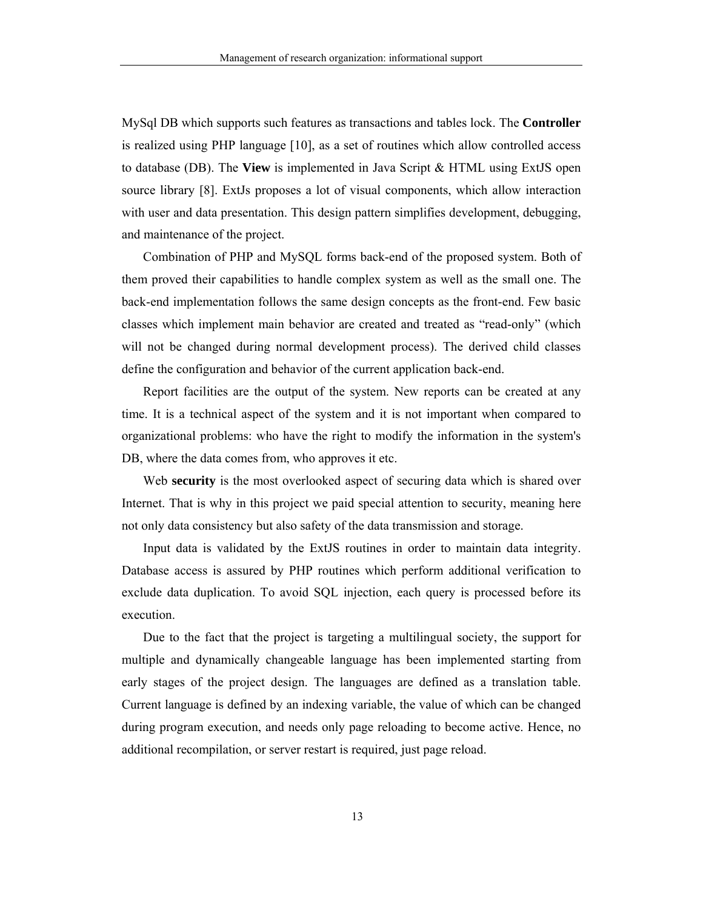MySql DB which supports such features as transactions and tables lock. The **Controller** is realized using PHP language [10], as a set of routines which allow controlled access to database (DB). The **View** is implemented in Java Script & HTML using ExtJS open source library [8]. ExtJs proposes a lot of visual components, which allow interaction with user and data presentation. This design pattern simplifies development, debugging, and maintenance of the project.

Combination of PHP and MySQL forms back-end of the proposed system. Both of them proved their capabilities to handle complex system as well as the small one. The back-end implementation follows the same design concepts as the front-end. Few basic classes which implement main behavior are created and treated as "read-only" (which will not be changed during normal development process). The derived child classes define the configuration and behavior of the current application back-end.

Report facilities are the output of the system. New reports can be created at any time. It is a technical aspect of the system and it is not important when compared to organizational problems: who have the right to modify the information in the system's DB, where the data comes from, who approves it etc.

Web **security** is the most overlooked aspect of securing data which is shared over Internet. That is why in this project we paid special attention to security, meaning here not only data consistency but also safety of the data transmission and storage.

Input data is validated by the ExtJS routines in order to maintain data integrity. Database access is assured by PHP routines which perform additional verification to exclude data duplication. To avoid SQL injection, each query is processed before its execution.

Due to the fact that the project is targeting a multilingual society, the support for multiple and dynamically changeable language has been implemented starting from early stages of the project design. The languages are defined as a translation table. Current language is defined by an indexing variable, the value of which can be changed during program execution, and needs only page reloading to become active. Hence, no additional recompilation, or server restart is required, just page reload.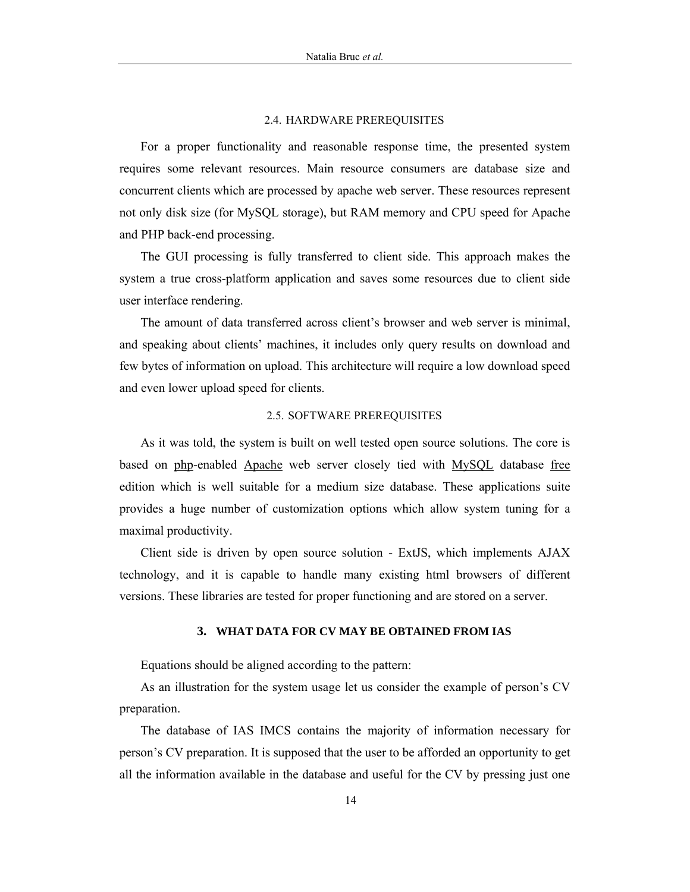### 2.4. HARDWARE PREREQUISITES

For a proper functionality and reasonable response time, the presented system requires some relevant resources. Main resource consumers are database size and concurrent clients which are processed by apache web server. These resources represent not only disk size (for MySQL storage), but RAM memory and CPU speed for Apache and PHP back-end processing.

The GUI processing is fully transferred to client side. This approach makes the system a true cross-platform application and saves some resources due to client side user interface rendering.

The amount of data transferred across client's browser and web server is minimal, and speaking about clients' machines, it includes only query results on download and few bytes of information on upload. This architecture will require a low download speed and even lower upload speed for clients.

### 2.5. SOFTWARE PREREQUISITES

As it was told, the system is built on well tested open source solutions. The core is based on php-enabled Apache web server closely tied with MySQL database free edition which is well suitable for a medium size database. These applications suite provides a huge number of customization options which allow system tuning for a maximal productivity.

Client side is driven by open source solution - ExtJS, which implements AJAX technology, and it is capable to handle many existing html browsers of different versions. These libraries are tested for proper functioning and are stored on a server.

## 3. WHAT DATA FOR CV MAY BE OBTAINED FROM IAS

Equations should be aligned according to the pattern:

As an illustration for the system usage let us consider the example of person's CV preparation.

The database of IAS IMCS contains the majority of information necessary for person's CV preparation. It is supposed that the user to be afforded an opportunity to get all the information available in the database and useful for the CV by pressing just one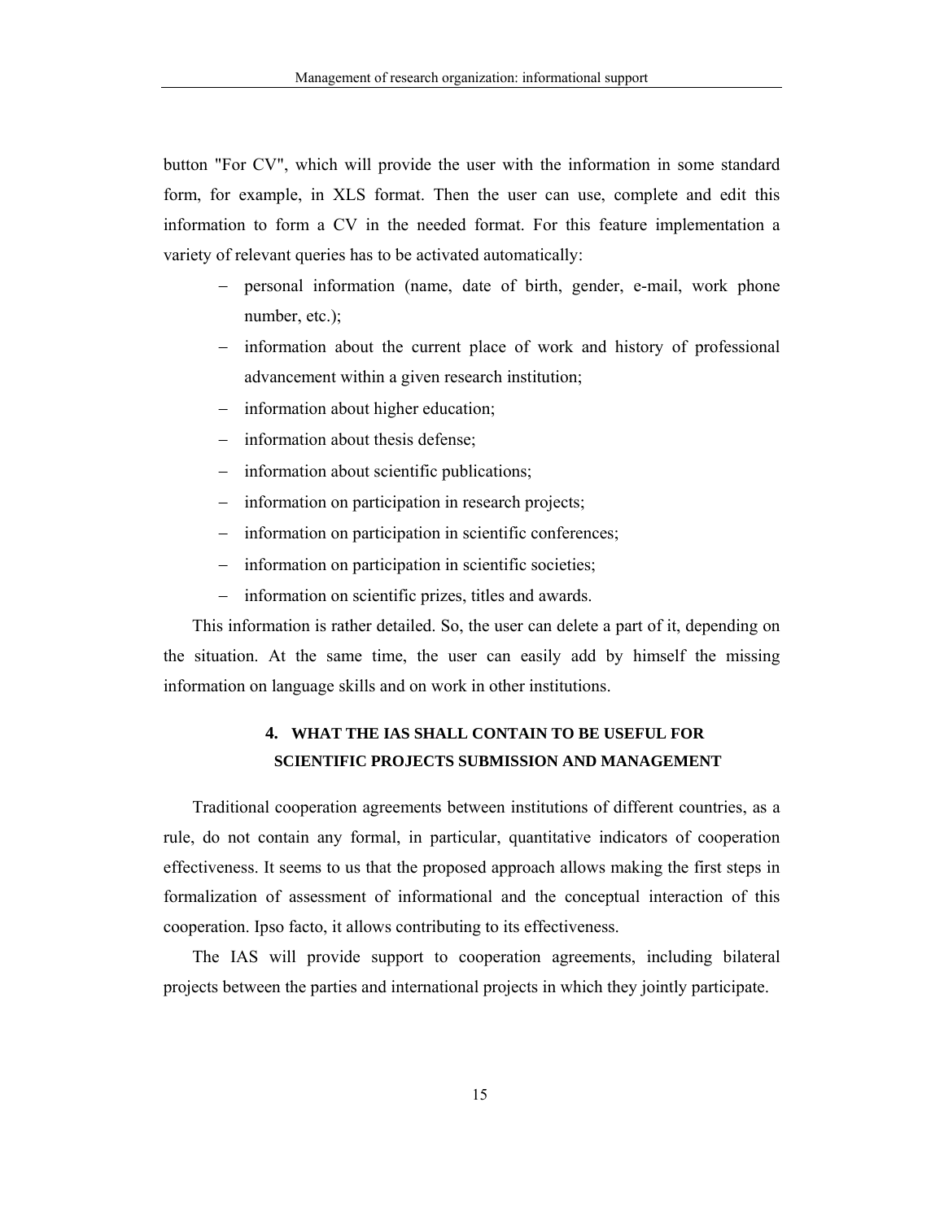button "For CV", which will provide the user with the information in some standard form, for example, in XLS format. Then the user can use, complete and edit this information to form a CV in the needed format. For this feature implementation a variety of relevant queries has to be activated automatically:

- personal information (name, date of birth, gender, e-mail, work phone number, etc.);
- information about the current place of work and history of professional advancement within a given research institution;
- information about higher education;
- information about thesis defense;
- information about scientific publications;
- information on participation in research projects;
- information on participation in scientific conferences;
- information on participation in scientific societies;
- information on scientific prizes, titles and awards.

This information is rather detailed. So, the user can delete a part of it, depending on the situation. At the same time, the user can easily add by himself the missing information on language skills and on work in other institutions.

## 4. WHAT THE IAS SHALL CONTAIN TO BE USEFUL FOR SCIENTIFIC PROJECTS SUBMISSION AND MANAGEMENT

Traditional cooperation agreements between institutions of different countries, as a rule, do not contain any formal, in particular, quantitative indicators of cooperation effectiveness. It seems to us that the proposed approach allows making the first steps in formalization of assessment of informational and the conceptual interaction of this cooperation. Ipso facto, it allows contributing to its effectiveness.

The IAS will provide support to cooperation agreements, including bilateral projects between the parties and international projects in which they jointly participate.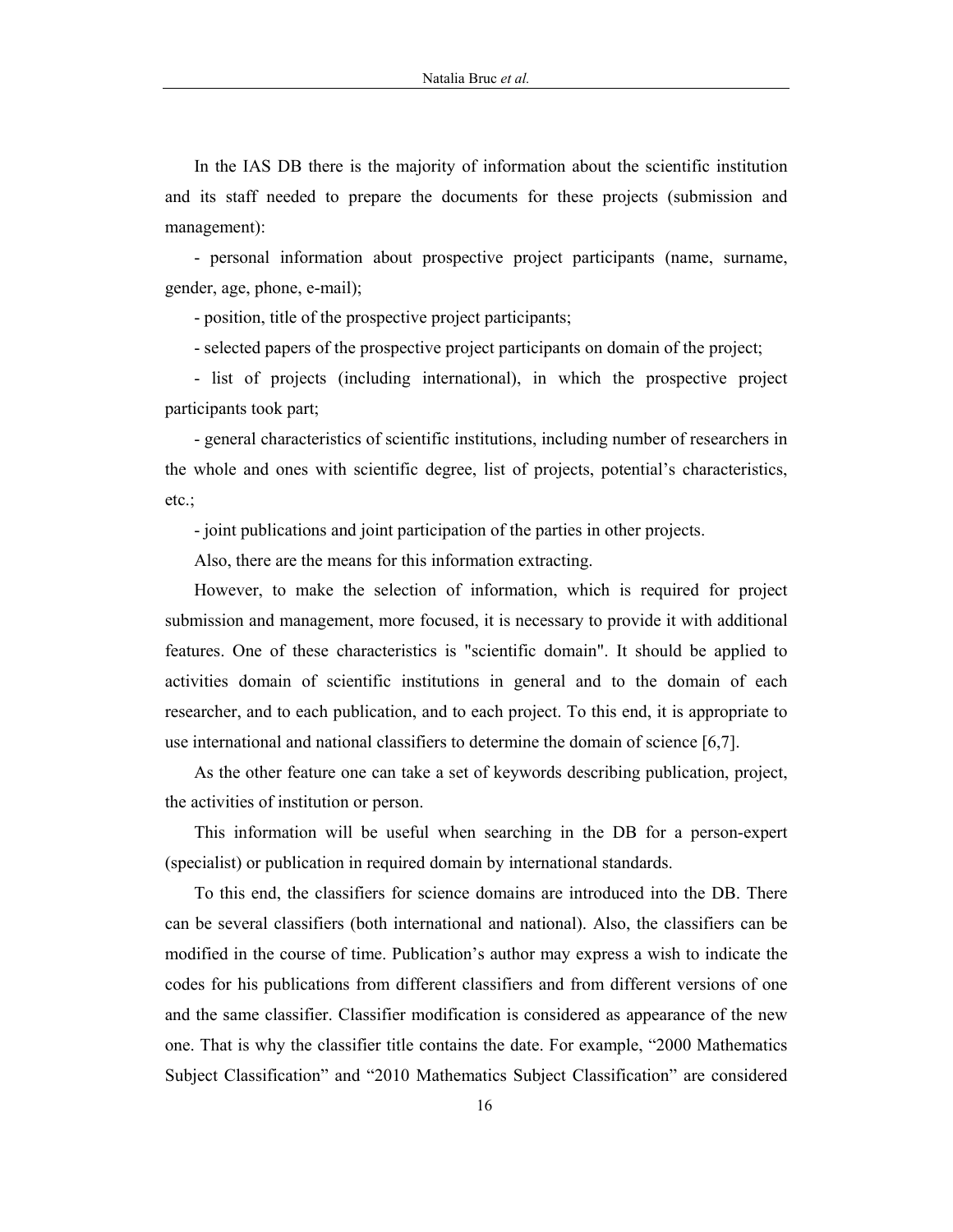In the IAS DB there is the majority of information about the scientific institution and its staff needed to prepare the documents for these projects (submission and management):

- personal information about prospective project participants (name, surname, gender, age, phone, e-mail);
- position, title of the prospective project participants;
- selected papers of the prospective project participants on domain of the project;
- list of projects (including international), in which the prospective project participants took part;
- general characteristics of scientific institutions, including number of researchers in the whole and ones with scientific degree, list of projects, potential's characteristics, etc.;
- joint publications and joint participation of the parties in other projects.

Also, there are the means for this information extracting.

However, to make the selection of information, which is required for project submission and management, more focused, it is necessary to provide it with additional features. One of these characteristics is "scientific domain". It should be applied to activities domain of scientific institutions in general and to the domain of each researcher, and to each publication, and to each project. To this end, it is appropriate to use international and national classifiers to determine the domain of science [6,7].

As the other feature one can take a set of keywords describing publication, project, the activities of institution or person.

This information will be useful when searching in the DB for a person-expert (specialist) or publication in required domain by international standards.

To this end, the classifiers for science domains are introduced into the DB. There can be several classifiers (both international and national). Also, the classifiers can be modified in the course of time. Publication's author may express a wish to indicate the codes for his publications from different classifiers and from different versions of one and the same classifier. Classifier modification is considered as appearance of the new one. That is why the classifier title contains the date. For example, "2000 Mathematics Subject Classification" and "2010 Mathematics Subject Classification" are considered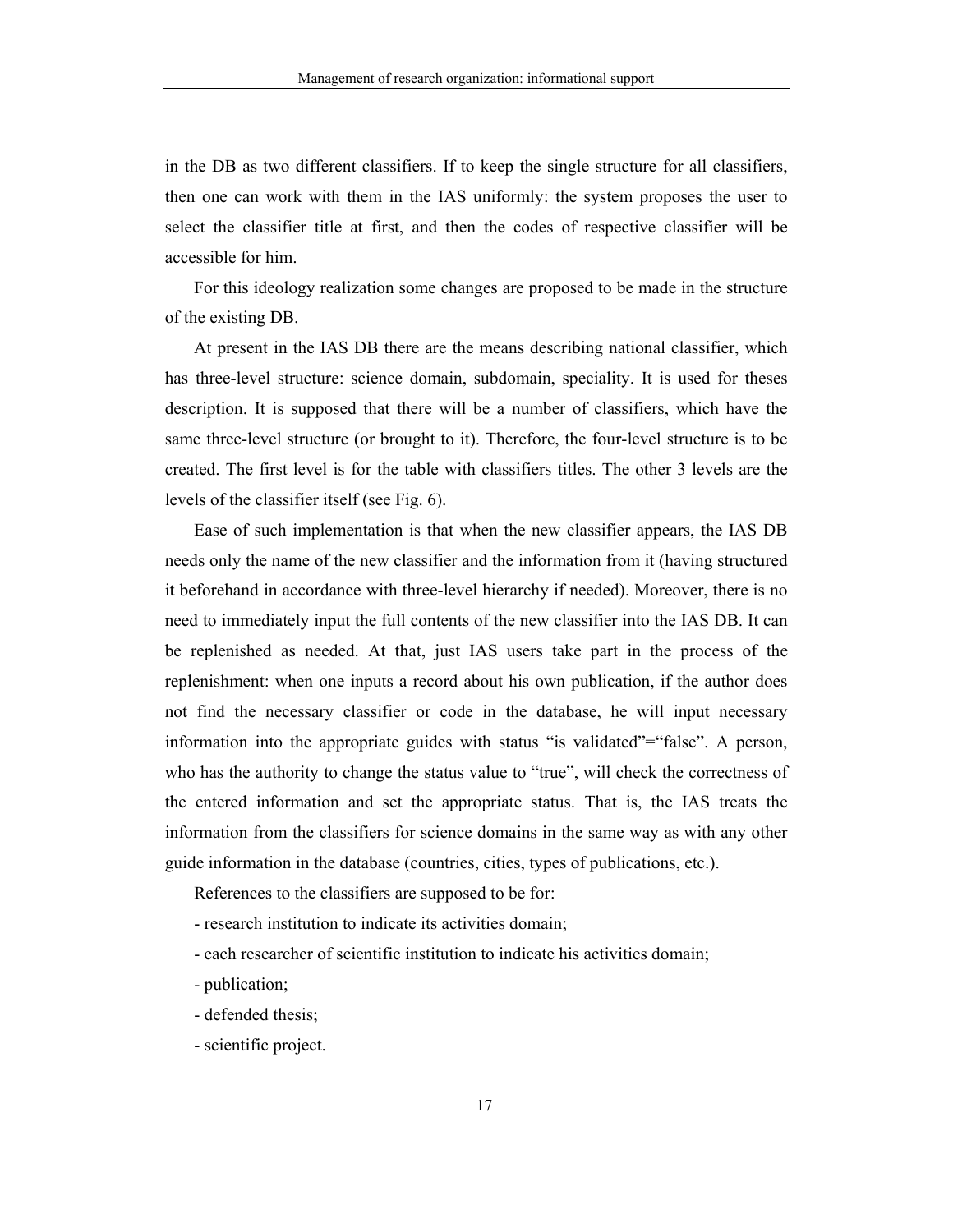in the DB as two different classifiers. If to keep the single structure for all classifiers, then one can work with them in the IAS uniformly: the system proposes the user to select the classifier title at first, and then the codes of respective classifier will be accessible for him.

For this ideology realization some changes are proposed to be made in the structure of the existing DB.

At present in the IAS DB there are the means describing national classifier, which has three-level structure: science domain, subdomain, speciality. It is used for theses description. It is supposed that there will be a number of classifiers, which have the same three-level structure (or brought to it). Therefore, the four-level structure is to be created. The first level is for the table with classifiers titles. The other 3 levels are the levels of the classifier itself (see Fig. 6).

Ease of such implementation is that when the new classifier appears, the IAS DB needs only the name of the new classifier and the information from it (having structured it beforehand in accordance with three-level hierarchy if needed). Moreover, there is no need to immediately input the full contents of the new classifier into the IAS DB. It can be replenished as needed. At that, just IAS users take part in the process of the replenishment: when one inputs a record about his own publication, if the author does not find the necessary classifier or code in the database, he will input necessary information into the appropriate guides with status “is validated”=“false”. A person, who has the authority to change the status value to “true”, will check the correctness of the entered information and set the appropriate status. That is, the IAS treats the information from the classifiers for science domains in the same way as with any other guide information in the database (countries, cities, types of publications, etc.).

References to the classifiers are supposed to be for:

- research institution to indicate its activities domain;
- each researcher of scientific institution to indicate his activities domain;
- publication;
- defended thesis;
- scientific project.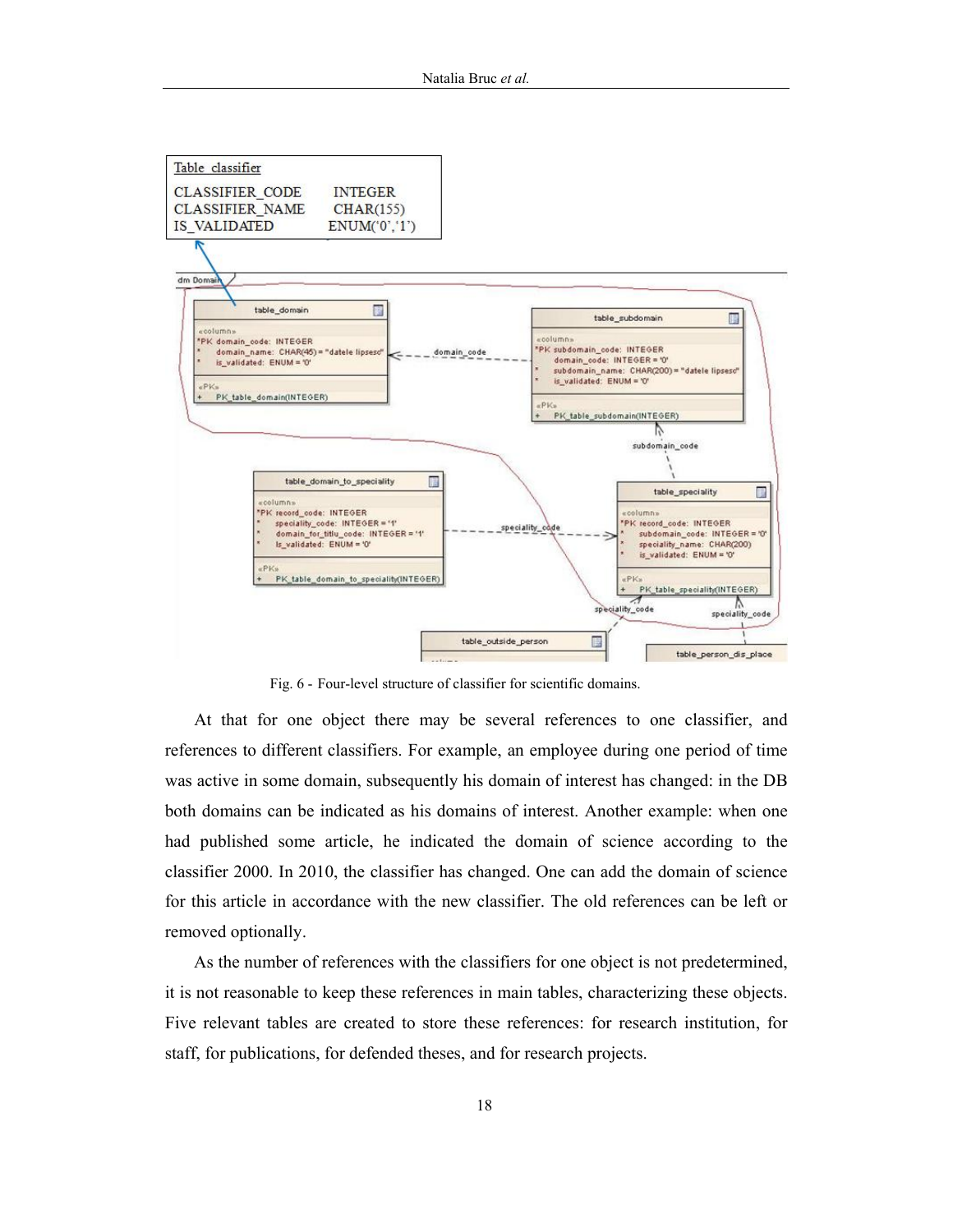Table classifier

| | |
|---|---|
| CLASSIFIER_CODE | INTEGER |
| CLASSIFIER_NAME | CHAR(155) |
| IS_VALIDATED | ENUM('0','1') |

Fig. 6 - Four-level structure of classifier for scientific domains.

At that for one object there may be several references to one classifier, and references to different classifiers. For example, an employee during one period of time was active in some domain, subsequently his domain of interest has changed: in the DB both domains can be indicated as his domains of interest. Another example: when one had published some article, he indicated the domain of science according to the classifier 2000. In 2010, the classifier has changed. One can add the domain of science for this article in accordance with the new classifier. The old references can be left or removed optionally.

As the number of references with the classifiers for one object is not predetermined, it is not reasonable to keep these references in main tables, characterizing these objects. Five relevant tables are created to store these references: for research institution, for staff, for publications, for defended theses, and for research projects.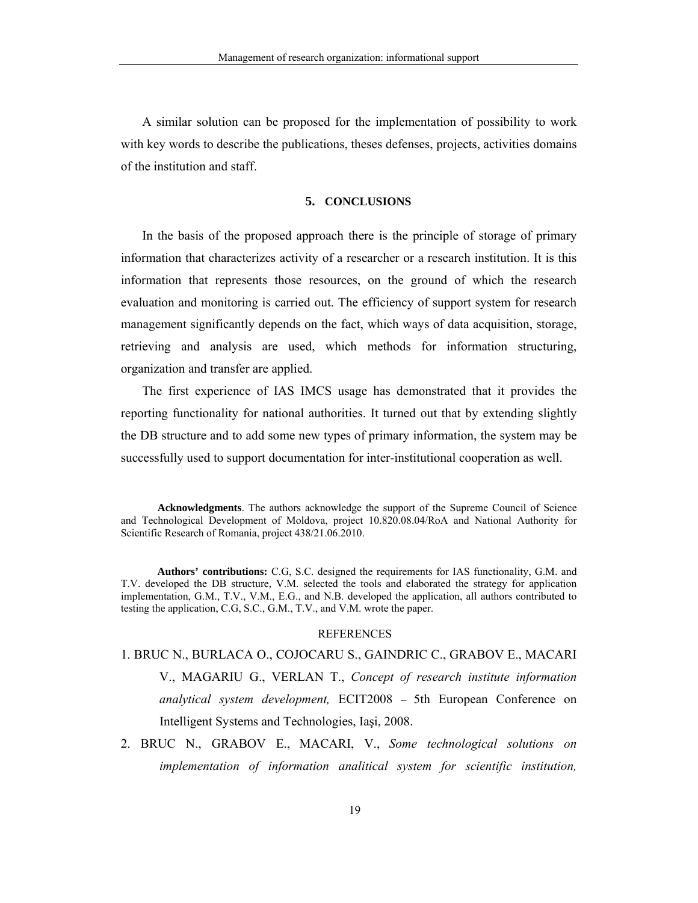A similar solution can be proposed for the implementation of possibility to work with key words to describe the publications, theses defenses, projects, activities domains of the institution and staff.

## 5. CONCLUSIONS

In the basis of the proposed approach there is the principle of storage of primary information that characterizes activity of a researcher or a research institution. It is this information that represents those resources, on the ground of which the research evaluation and monitoring is carried out. The efficiency of support system for research management significantly depends on the fact, which ways of data acquisition, storage, retrieving and analysis are used, which methods for information structuring, organization and transfer are applied.

The first experience of IAS IMCS usage has demonstrated that it provides the reporting functionality for national authorities. It turned out that by extending slightly the DB structure and to add some new types of primary information, the system may be successfully used to support documentation for inter-institutional cooperation as well.

**Acknowledgments**. The authors acknowledge the support of the Supreme Council of Science and Technological Development of Moldova, project 10.820.08.04/RoA and National Authority for Scientific Research of Romania, project 438/21.06.2010.

**Authors' contributions:** C.G, S.C. designed the requirements for IAS functionality, G.M. and T.V. developed the DB structure, V.M. selected the tools and elaborated the strategy for application implementation, G.M., T.V., V.M., E.G., and N.B. developed the application, all authors contributed to testing the application, C.G, S.C., G.M., T.V., and V.M. wrote the paper.

## REFERENCES

1. BRUC N., BURLACA O., COJOCARU S., GAINDRIC C., GRABOV E., MACARI V., MAGARIU G., VERLAN T., *Concept of research institute information analytical system development,* ECIT2008 – 5th European Conference on Intelligent Systems and Technologies, Iaşi, 2008.
2. BRUC N., GRABOV E., MACARI, V., *Some technological solutions on implementation of information analitical system for scientific institution,*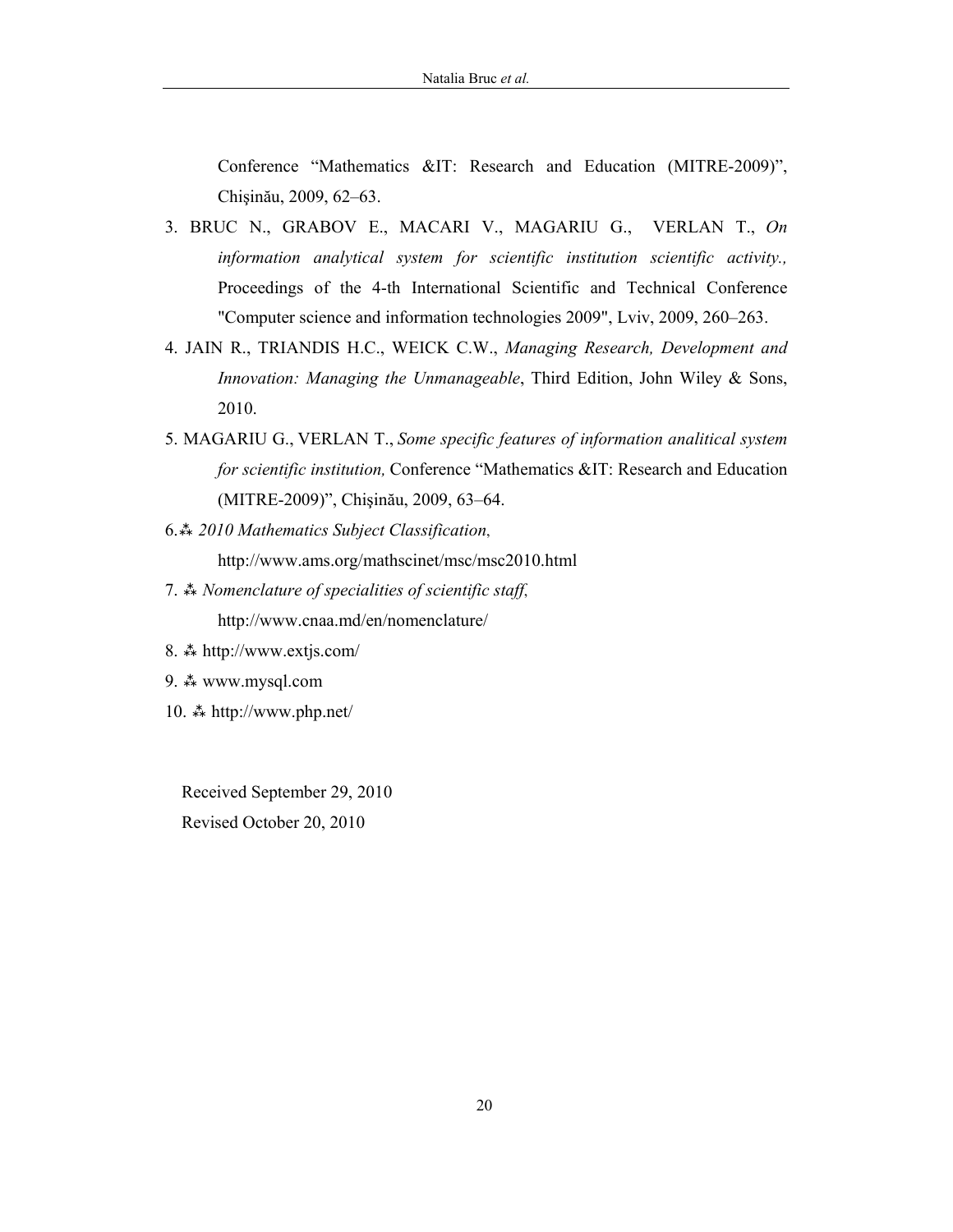Conference “Mathematics &IT: Research and Education (MITRE-2009)”, Chişinău, 2009, 62–63.

3. BRUC N., GRABOV E., MACARI V., MAGARIU G., VERLAN T., *On information analytical system for scientific institution scientific activity.,* Proceedings of the 4-th International Scientific and Technical Conference "Computer science and information technologies 2009", Lviv, 2009, 260–263.
4. JAIN R., TRIANDIS H.C., WEICK C.W., *Managing Research, Development and Innovation: Managing the Unmanageable*, Third Edition, John Wiley & Sons, 2010.
5. MAGARIU G., VERLAN T., *Some specific features of information analitical system for scientific institution,* Conference “Mathematics &IT: Research and Education (MITRE-2009)”, Chişinău, 2009, 63–64.
6. ⁂ *2010 Mathematics Subject Classification*, http://www.ams.org/mathscinet/msc/msc2010.html
7. ⁂ *Nomenclature of specialities of scientific staff,* http://www.cnaa.md/en/nomenclature/
8. ⁂ http://www.extjs.com/
9. ⁂ www.mysql.com
10. ⁂ http://www.php.net/

Received September 29, 2010

Revised October 20, 2010